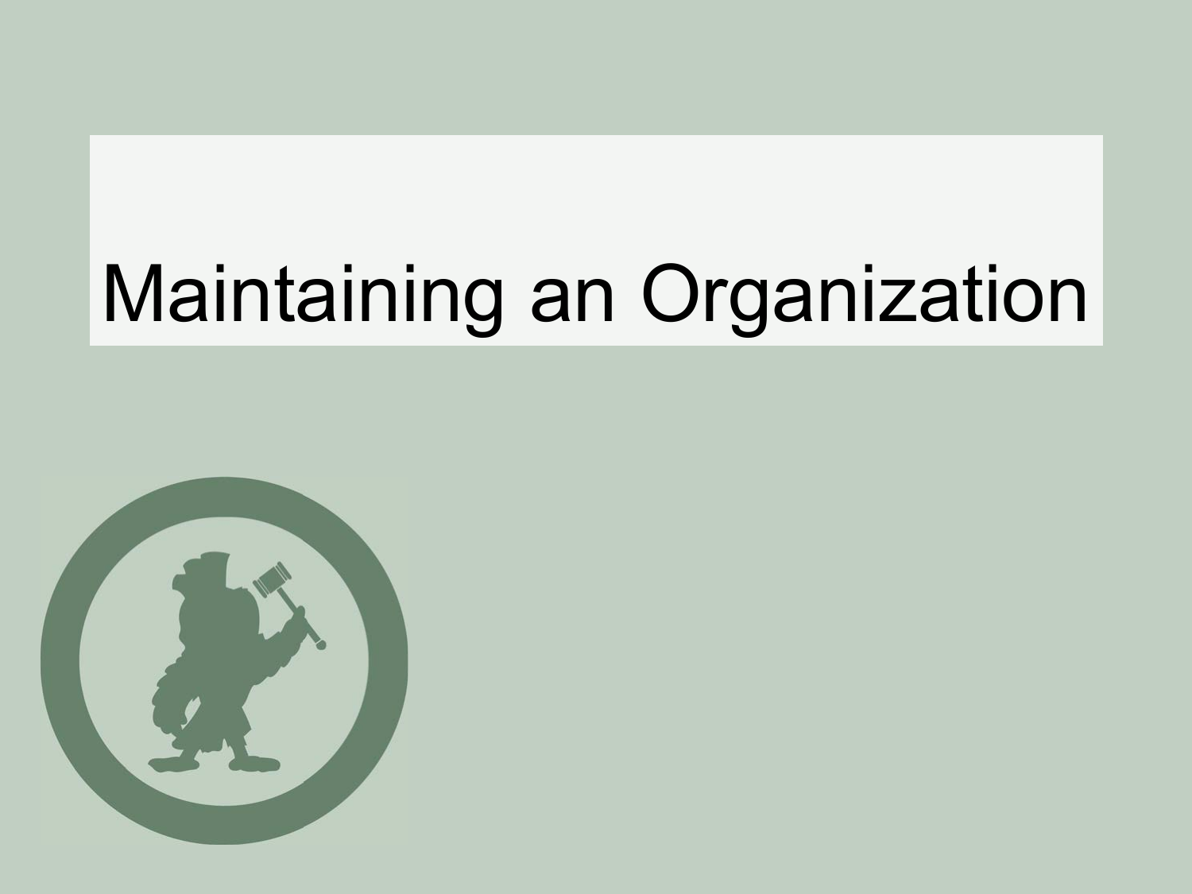# Maintaining an Organization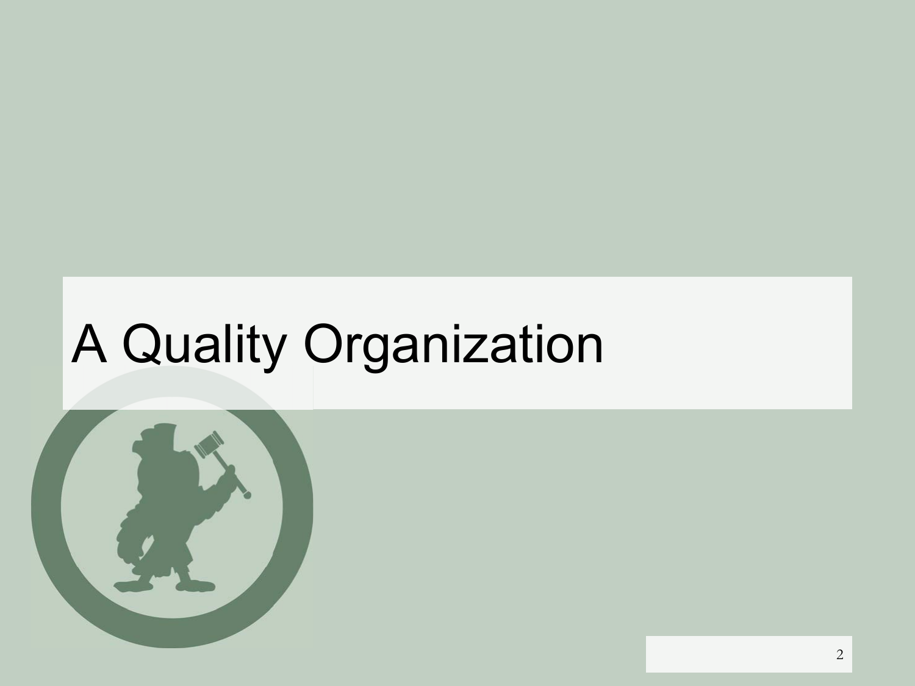# A Quality Organization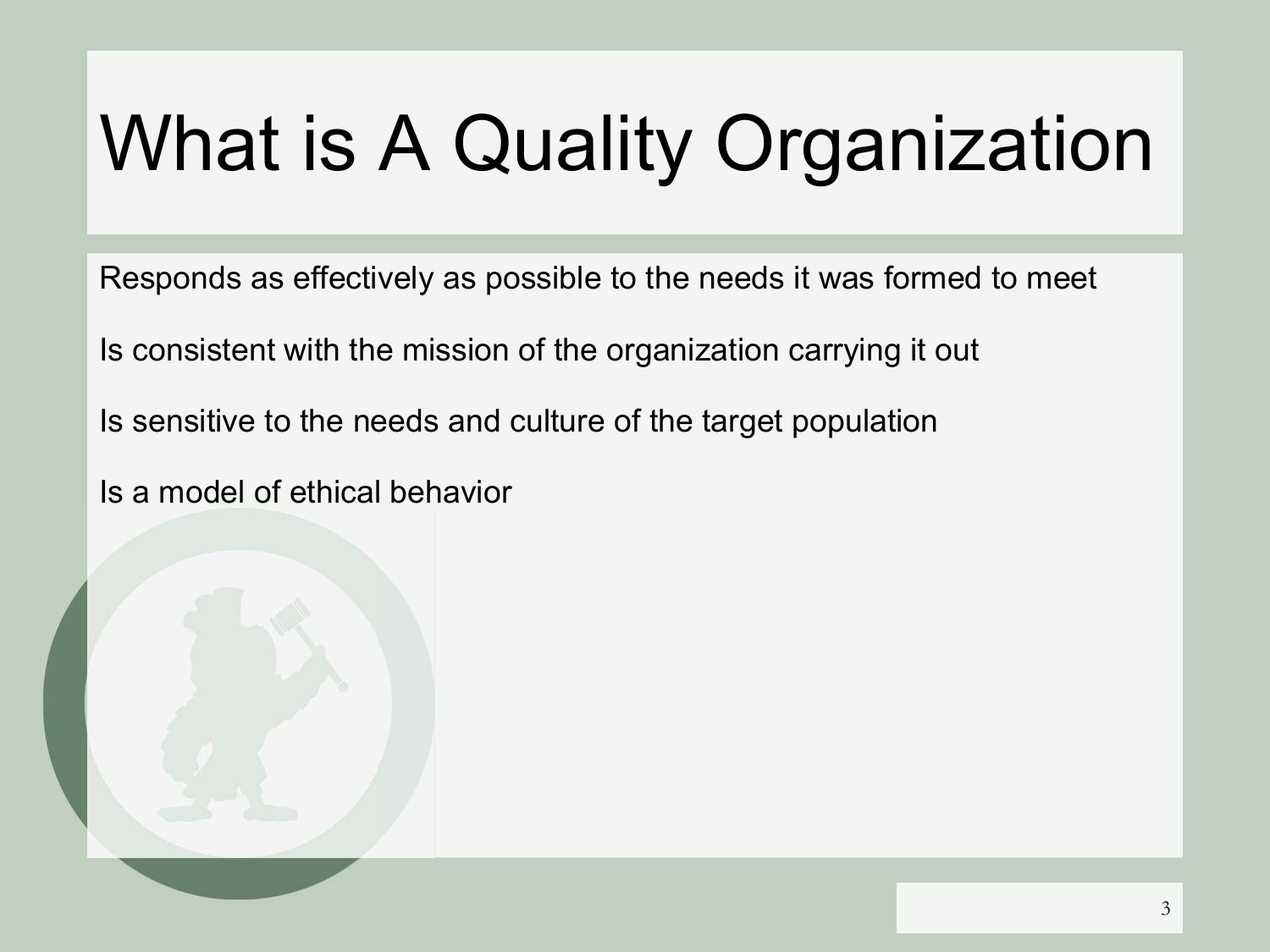# What is A Quality Organization

Responds as effectively as possible to the needs it was formed to meet

Is consistent with the mission of the organization carrying it out

Is sensitive to the needs and culture of the target population

Is a model of ethical behavior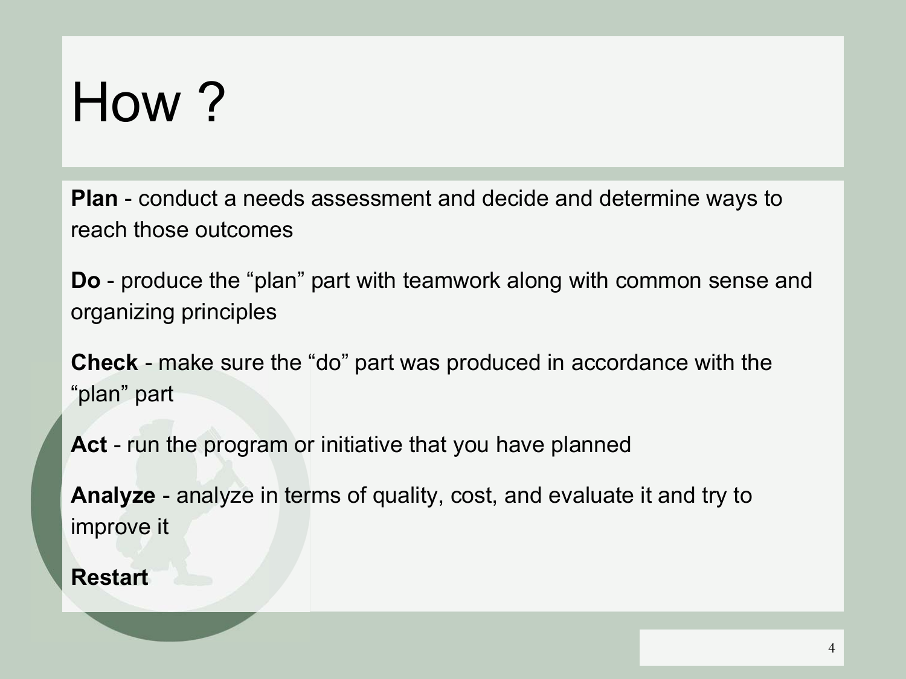# How ?

**Plan** - conduct a needs assessment and decide and determine ways to reach those outcomes

**Do** - produce the “plan” part with teamwork along with common sense and organizing principles

**Check** - make sure the “do” part was produced in accordance with the “plan” part

**Act** - run the program or initiative that you have planned

**Analyze** - analyze in terms of quality, cost, and evaluate it and try to improve it

**Restart**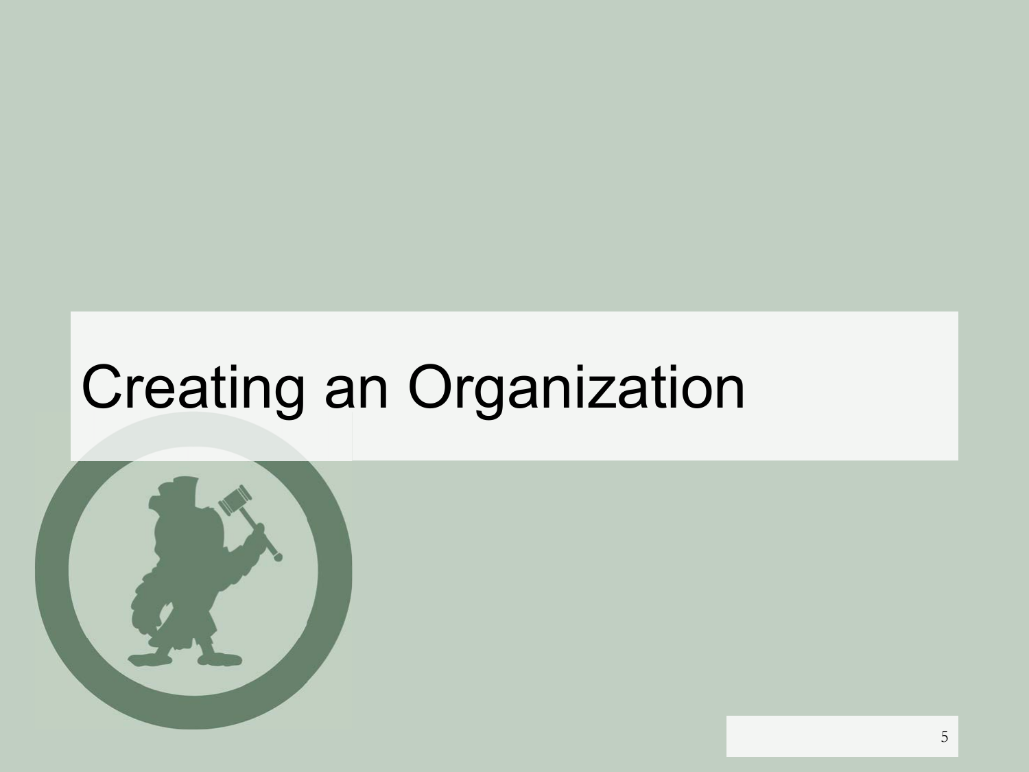# Creating an Organization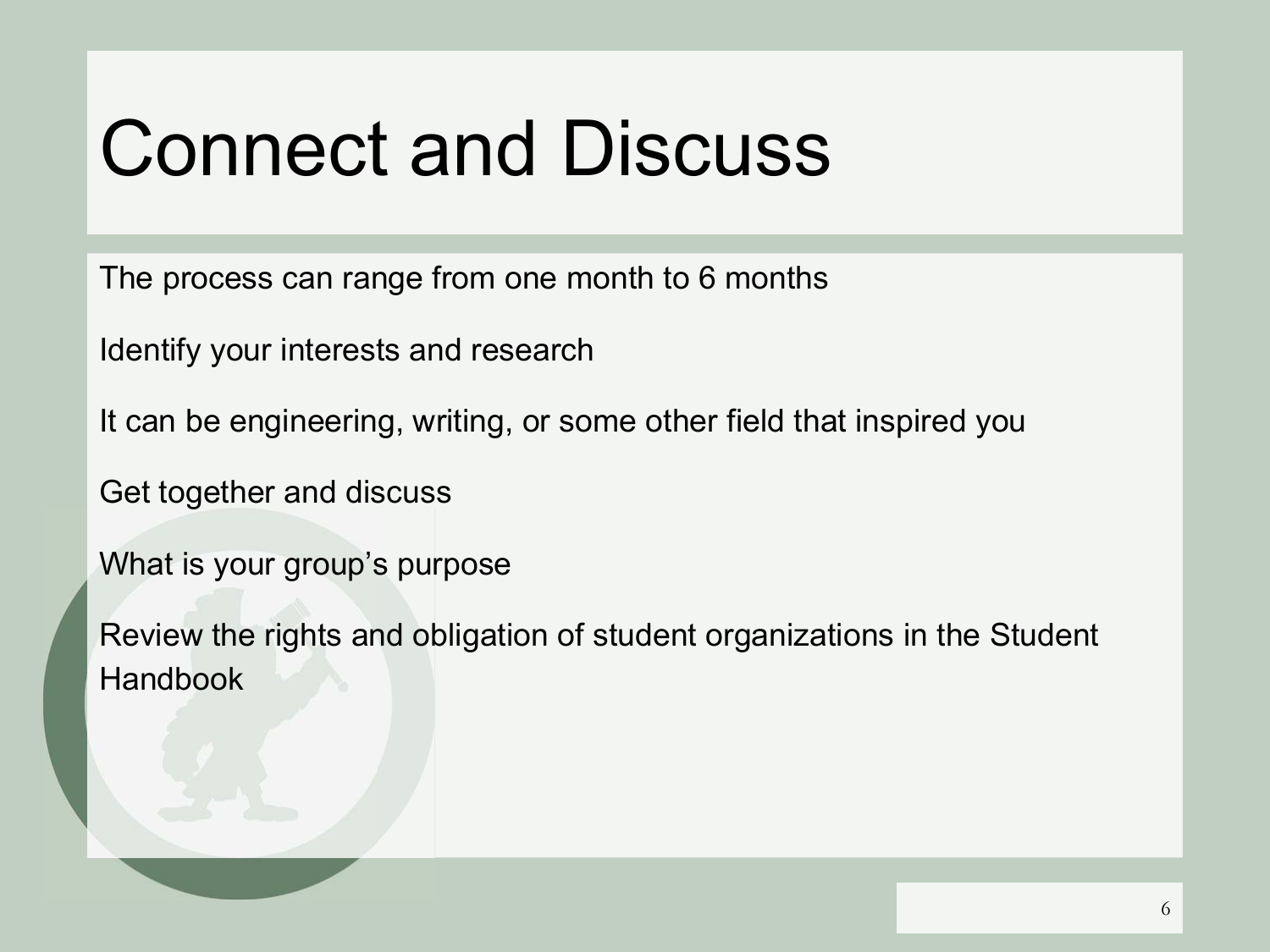# Connect and Discuss

The process can range from one month to 6 months

Identify your interests and research

It can be engineering, writing, or some other field that inspired you

Get together and discuss

What is your group's purpose

Review the rights and obligation of student organizations in the Student Handbook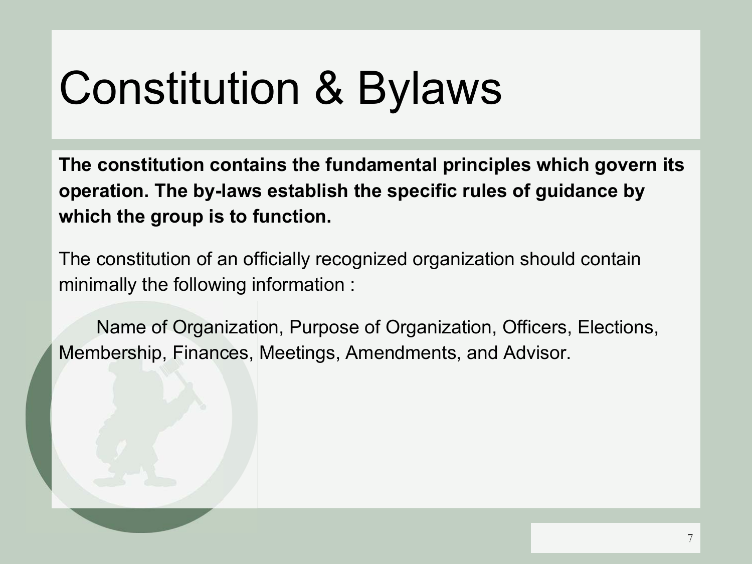# Constitution & Bylaws

**The constitution contains the fundamental principles which govern its operation. The by-laws establish the specific rules of guidance by which the group is to function.**

The constitution of an officially recognized organization should contain minimally the following information :

Name of Organization, Purpose of Organization, Officers, Elections, Membership, Finances, Meetings, Amendments, and Advisor.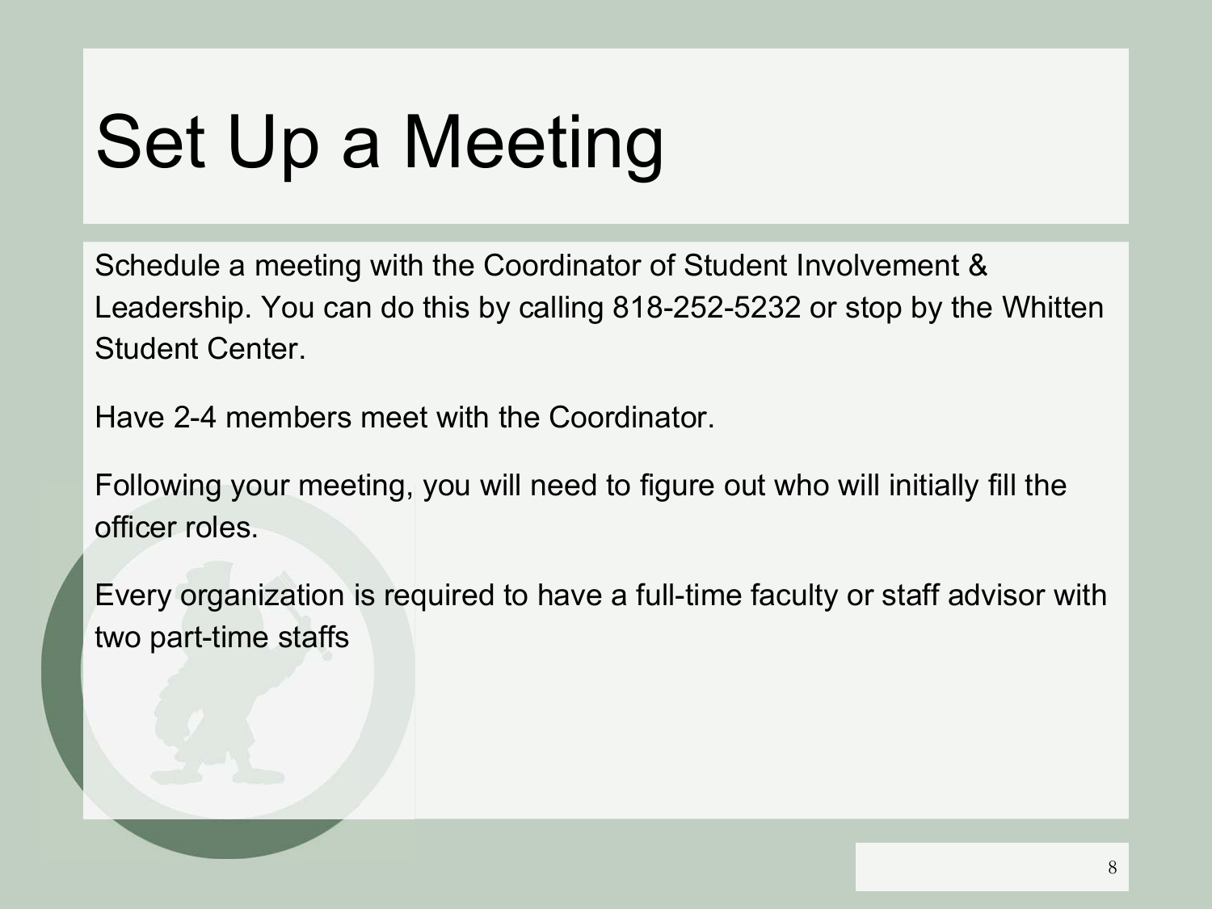# Set Up a Meeting

Schedule a meeting with the Coordinator of Student Involvement & Leadership. You can do this by calling 818-252-5232 or stop by the Whitten Student Center.

Have 2-4 members meet with the Coordinator.

Following your meeting, you will need to figure out who will initially fill the officer roles.

Every organization is required to have a full-time faculty or staff advisor with two part-time staffs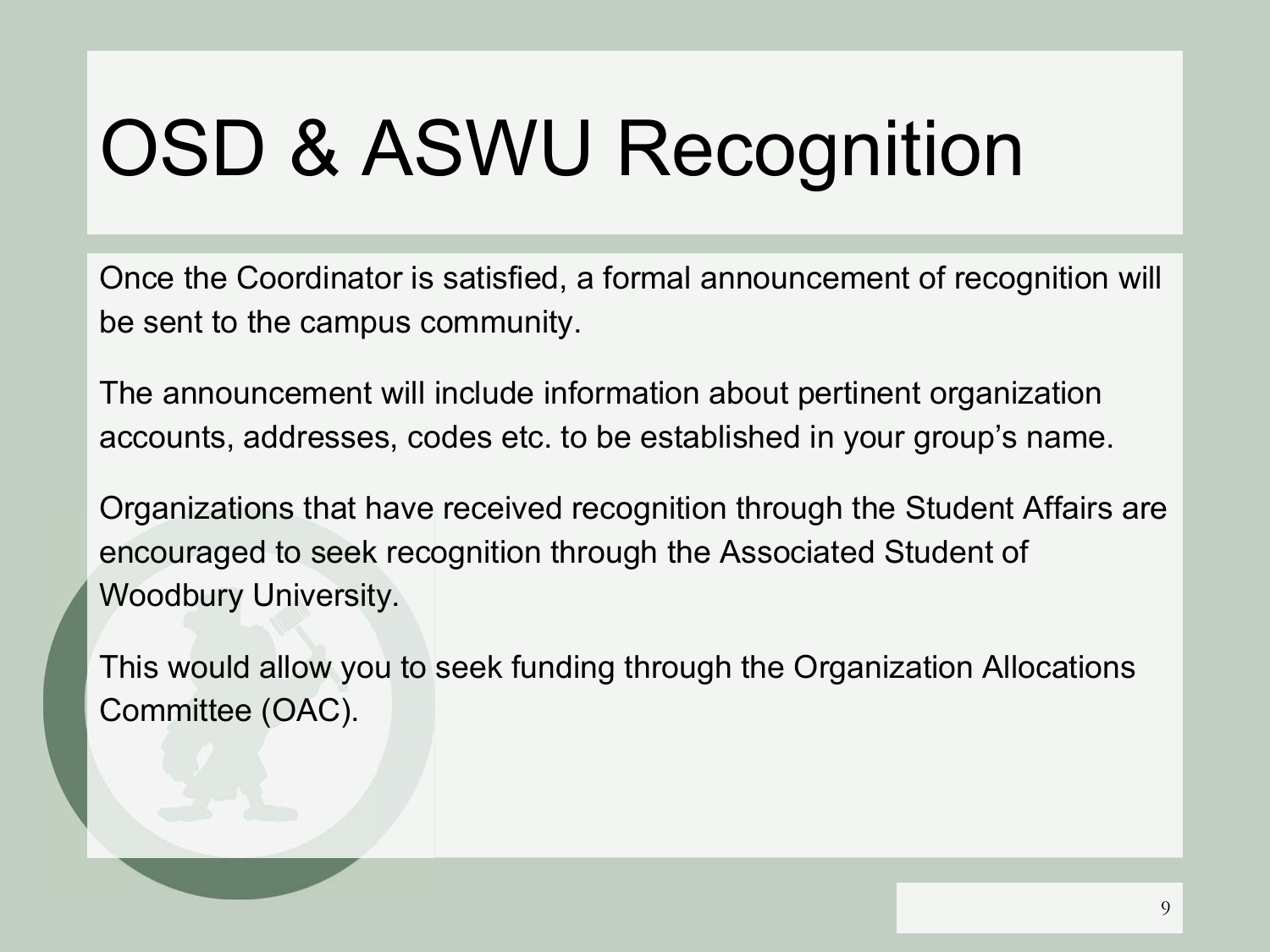# OSD & ASWU Recognition

Once the Coordinator is satisfied, a formal announcement of recognition will be sent to the campus community.

The announcement will include information about pertinent organization accounts, addresses, codes etc. to be established in your group's name.

Organizations that have received recognition through the Student Affairs are encouraged to seek recognition through the Associated Student of Woodbury University.

This would allow you to seek funding through the Organization Allocations Committee (OAC).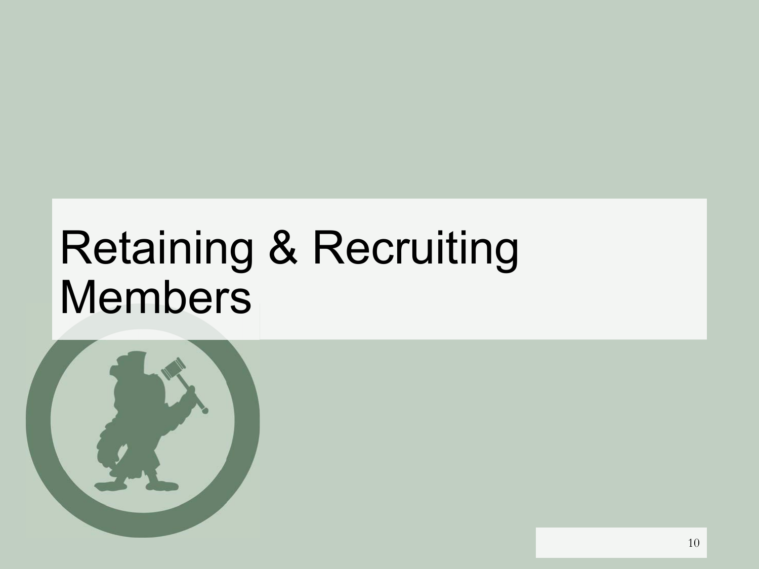# Retaining & Recruiting Members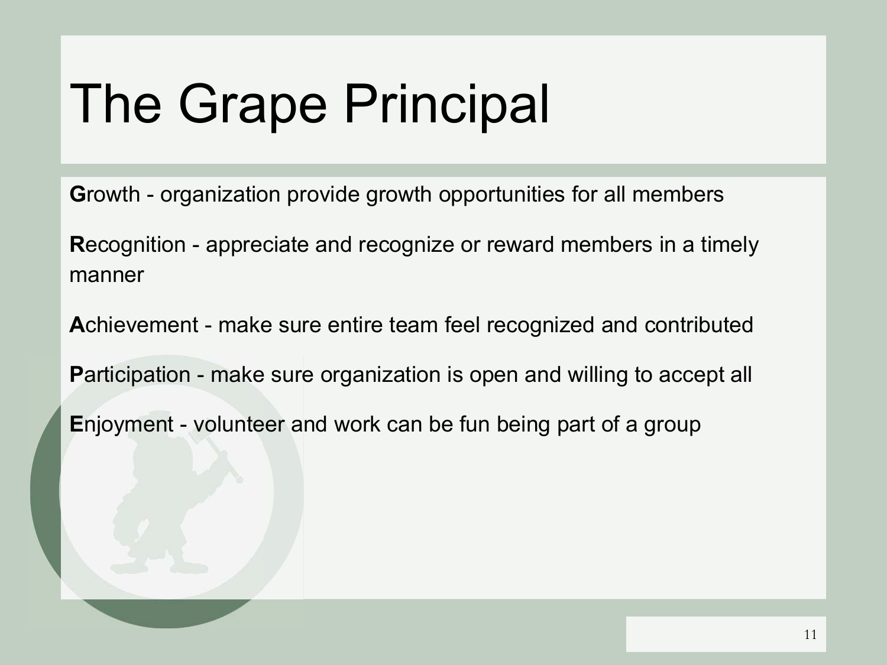# The Grape Principal

**G**rowth - organization provide growth opportunities for all members

**R**ecognition - appreciate and recognize or reward members in a timely manner

**A**chievement - make sure entire team feel recognized and contributed

**P**articipation - make sure organization is open and willing to accept all

**E**njoyment - volunteer and work can be fun being part of a group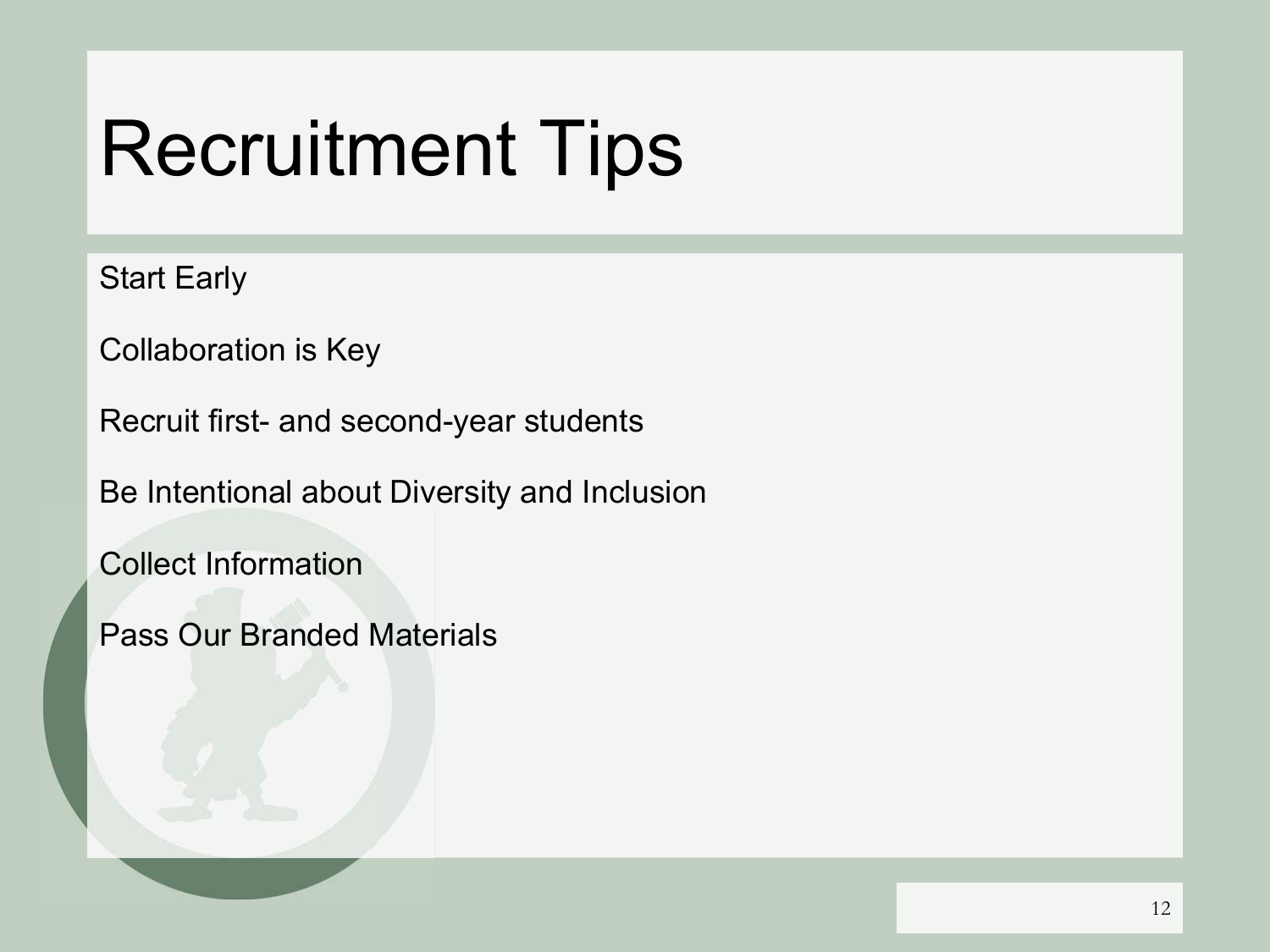# Recruitment Tips

Start Early

Collaboration is Key

Recruit first- and second-year students

Be Intentional about Diversity and Inclusion

Collect Information

Pass Our Branded Materials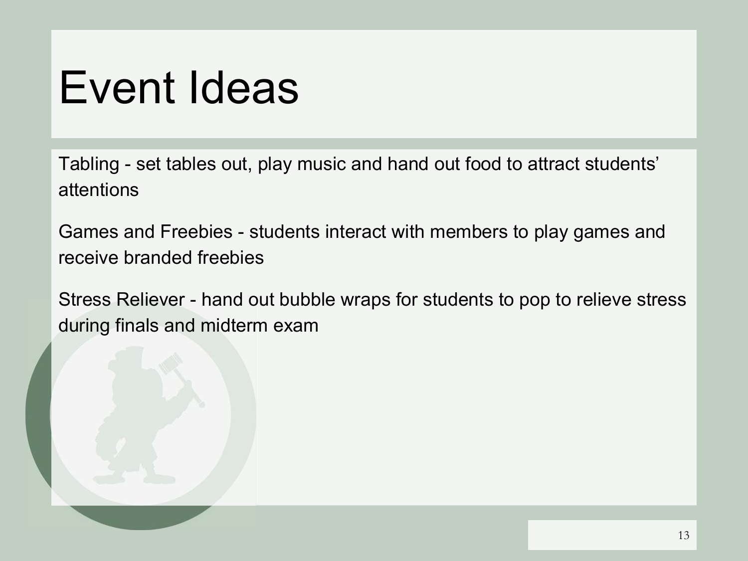# Event Ideas

Tabling - set tables out, play music and hand out food to attract students' attentions

Games and Freebies - students interact with members to play games and receive branded freebies

Stress Reliever - hand out bubble wraps for students to pop to relieve stress during finals and midterm exam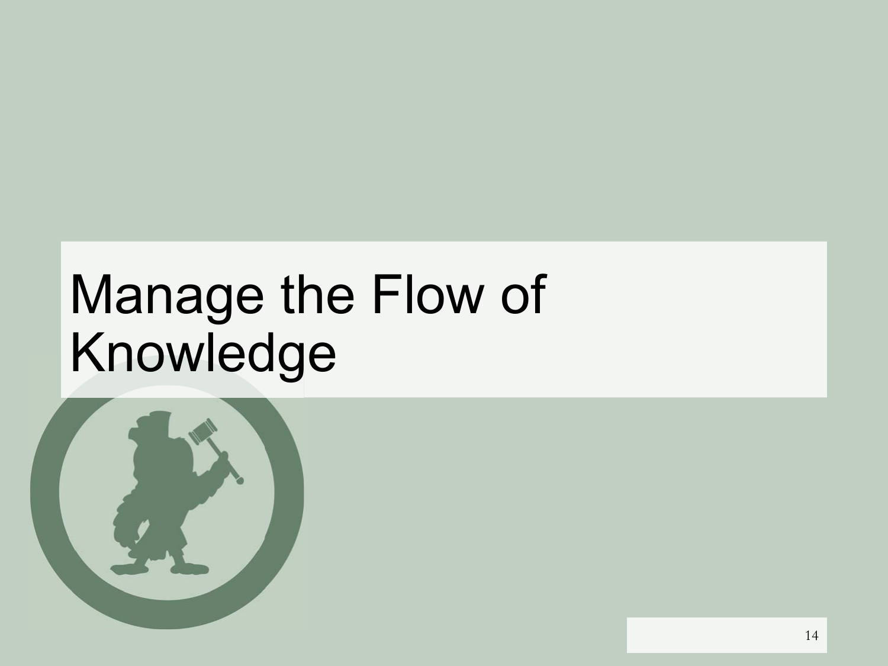# Manage the Flow of Knowledge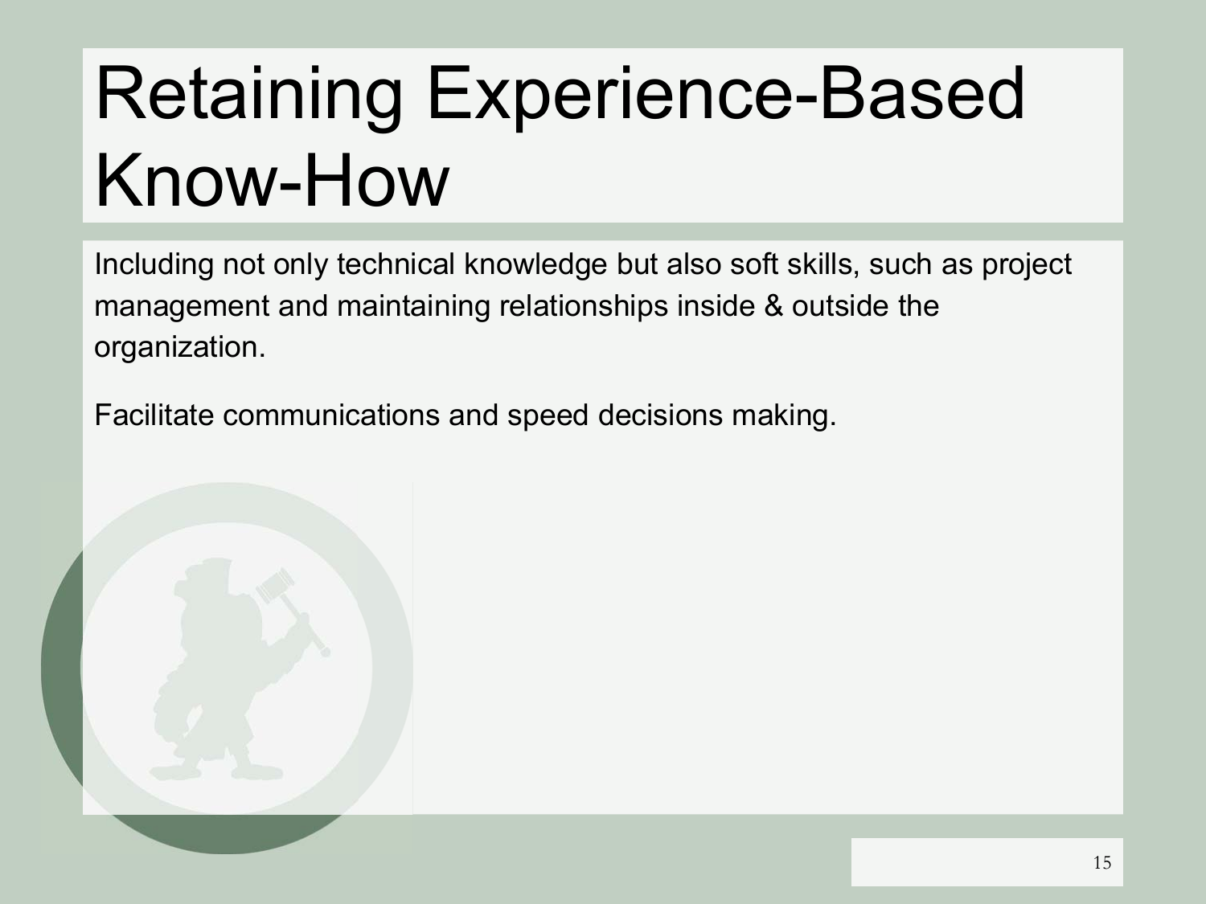# Retaining Experience-Based Know-How

Including not only technical knowledge but also soft skills, such as project management and maintaining relationships inside & outside the organization.

Facilitate communications and speed decisions making.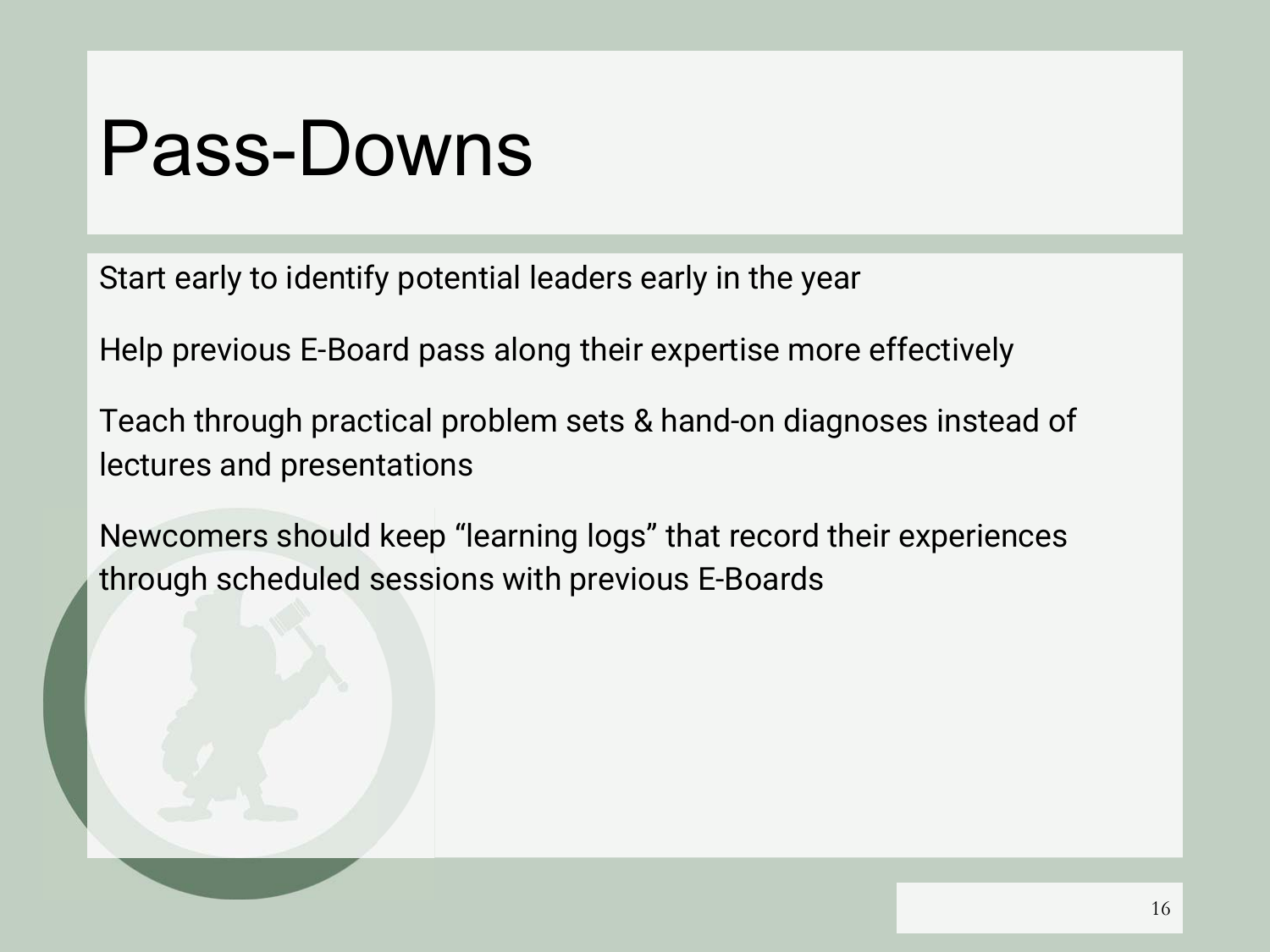# Pass-Downs

Start early to identify potential leaders early in the year

Help previous E-Board pass along their expertise more effectively

Teach through practical problem sets & hand-on diagnoses instead of lectures and presentations

Newcomers should keep “learning logs” that record their experiences through scheduled sessions with previous E-Boards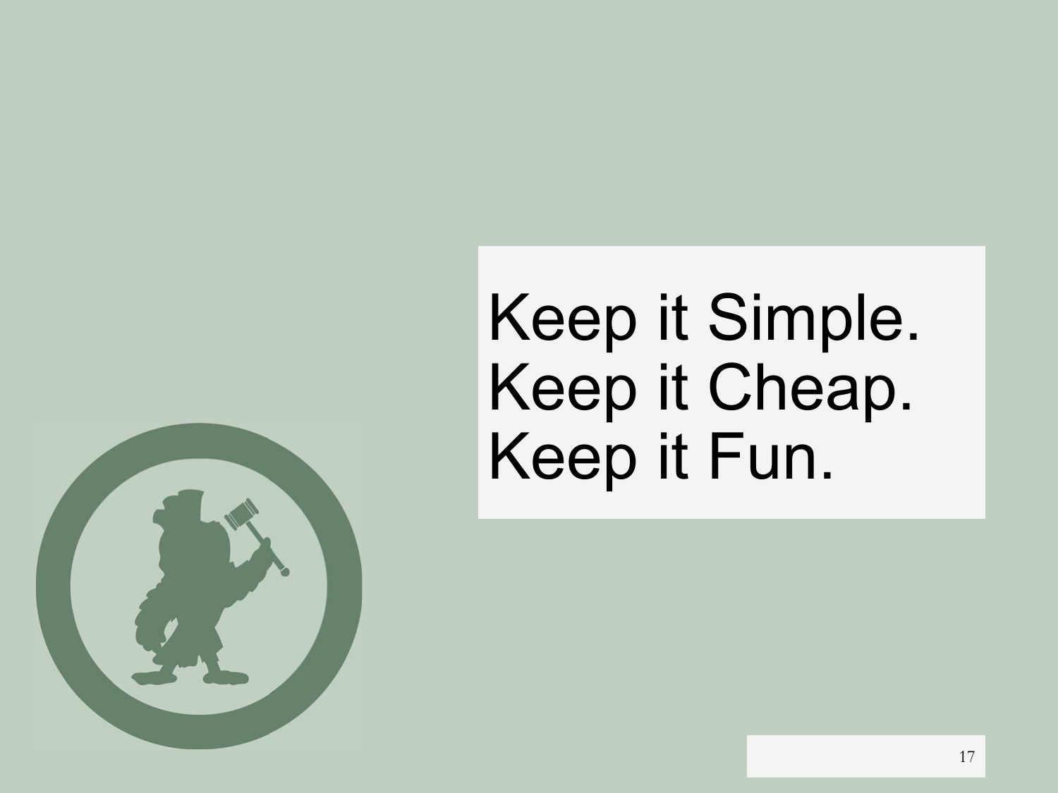Keep it Simple.
Keep it Cheap.
Keep it Fun.